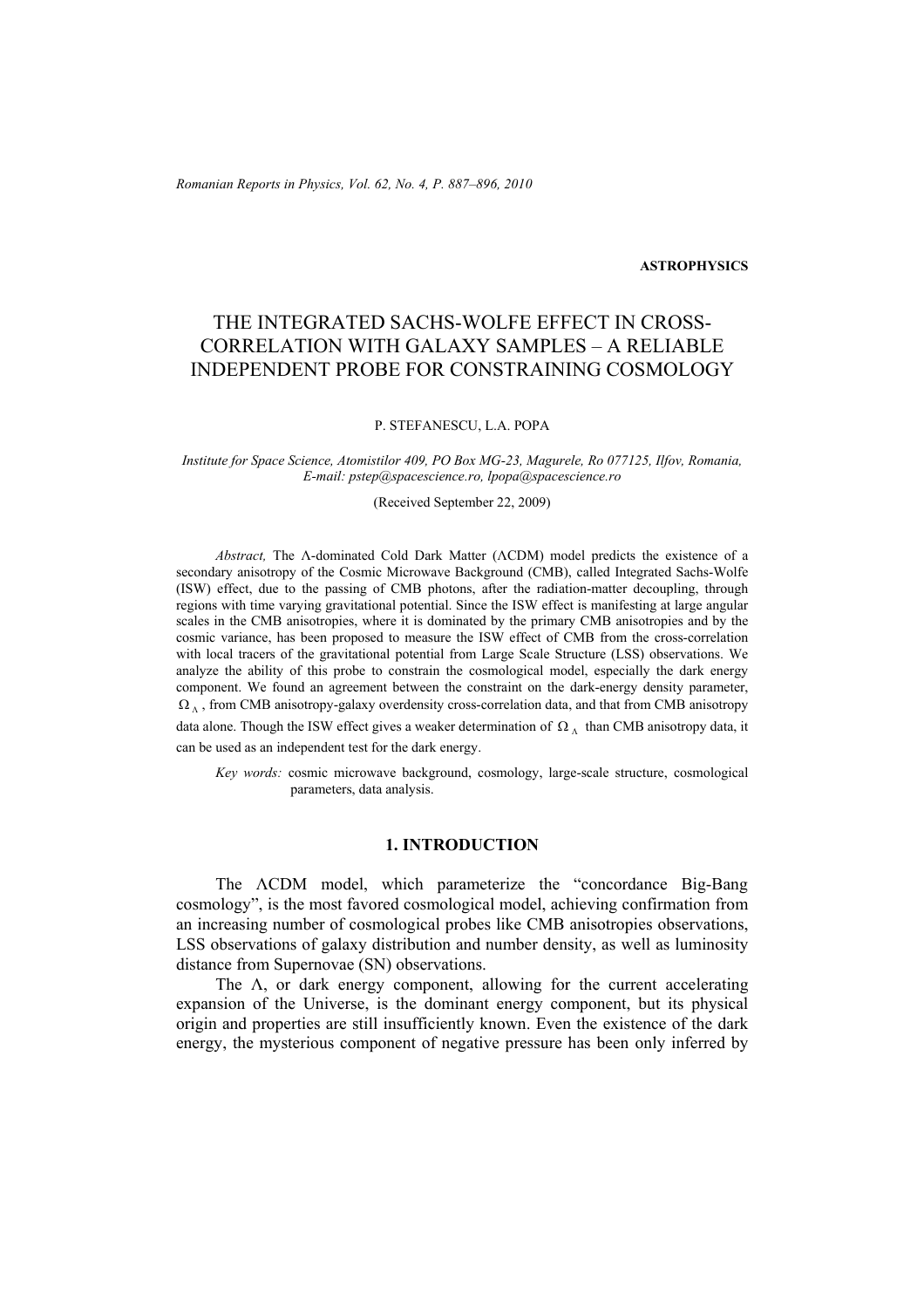**ASTROPHYSICS**

# THE INTEGRATED SACHS-WOLFE EFFECT IN CROSS-CORRELATION WITH GALAXY SAMPLES – A RELIABLE INDEPENDENT PROBE FOR CONSTRAINING COSMOLOGY

P. STEFANESCU, L.A. POPA

*Institute for Space Science, Atomistilor 409, PO Box MG-23, Magurele, Ro 077125, Ilfov, Romania, E-mail: pstep@spacescience.ro, lpopa@spacescience.ro*

(Received September 22, 2009)

*Abstract,* The Λ-dominated Cold Dark Matter (ΛCDM) model predicts the existence of a secondary anisotropy of the Cosmic Microwave Background (CMB), called Integrated Sachs-Wolfe (ISW) effect, due to the passing of CMB photons, after the radiation-matter decoupling, through regions with time varying gravitational potential. Since the ISW effect is manifesting at large angular scales in the CMB anisotropies, where it is dominated by the primary CMB anisotropies and by the cosmic variance, has been proposed to measure the ISW effect of CMB from the cross-correlation with local tracers of the gravitational potential from Large Scale Structure (LSS) observations. We analyze the ability of this probe to constrain the cosmological model, especially the dark energy component. We found an agreement between the constraint on the dark-energy density parameter, $\Omega_\Lambda$, from CMB anisotropy-galaxy overdensity cross-correlation data, and that from CMB anisotropy data alone. Though the ISW effect gives a weaker determination of $\Omega_\Lambda$ than CMB anisotropy data, it can be used as an independent test for the dark energy.

*Key words:* cosmic microwave background, cosmology, large-scale structure, cosmological parameters, data analysis.

## 1. INTRODUCTION

The ΛCDM model, which parameterize the "concordance Big-Bang cosmology", is the most favored cosmological model, achieving confirmation from an increasing number of cosmological probes like CMB anisotropies observations, LSS observations of galaxy distribution and number density, as well as luminosity distance from Supernovae (SN) observations.

The Λ, or dark energy component, allowing for the current accelerating expansion of the Universe, is the dominant energy component, but its physical origin and properties are still insufficiently known. Even the existence of the dark energy, the mysterious component of negative pressure has been only inferred by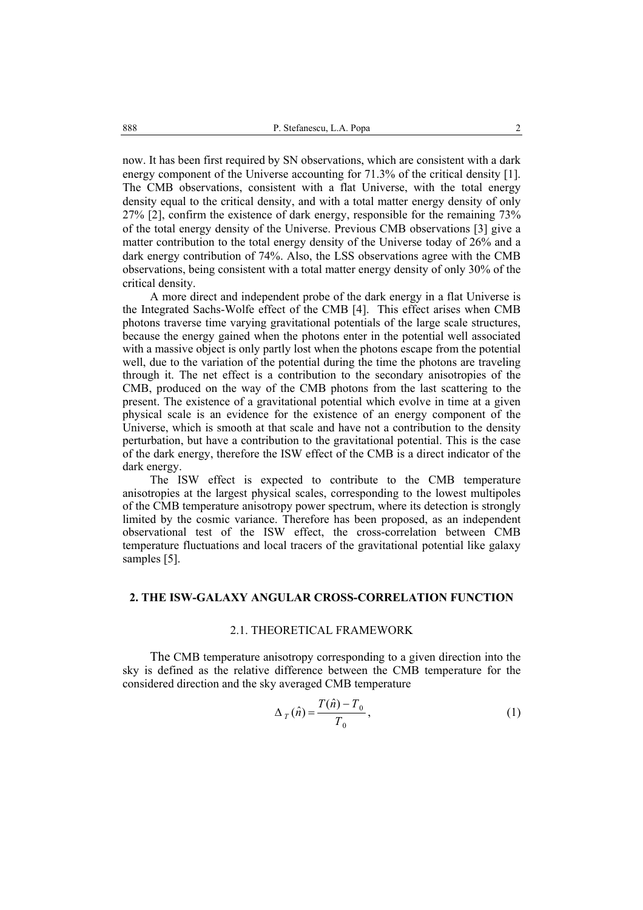now. It has been first required by SN observations, which are consistent with a dark energy component of the Universe accounting for 71.3% of the critical density [1]. The CMB observations, consistent with a flat Universe, with the total energy density equal to the critical density, and with a total matter energy density of only 27% [2], confirm the existence of dark energy, responsible for the remaining 73% of the total energy density of the Universe. Previous CMB observations [3] give a matter contribution to the total energy density of the Universe today of 26% and a dark energy contribution of 74%. Also, the LSS observations agree with the CMB observations, being consistent with a total matter energy density of only 30% of the critical density.

A more direct and independent probe of the dark energy in a flat Universe is the Integrated Sachs-Wolfe effect of the CMB [4]. This effect arises when CMB photons traverse time varying gravitational potentials of the large scale structures, because the energy gained when the photons enter in the potential well associated with a massive object is only partly lost when the photons escape from the potential well, due to the variation of the potential during the time the photons are traveling through it. The net effect is a contribution to the secondary anisotropies of the CMB, produced on the way of the CMB photons from the last scattering to the present. The existence of a gravitational potential which evolve in time at a given physical scale is an evidence for the existence of an energy component of the Universe, which is smooth at that scale and have not a contribution to the density perturbation, but have a contribution to the gravitational potential. This is the case of the dark energy, therefore the ISW effect of the CMB is a direct indicator of the dark energy.

The ISW effect is expected to contribute to the CMB temperature anisotropies at the largest physical scales, corresponding to the lowest multipoles of the CMB temperature anisotropy power spectrum, where its detection is strongly limited by the cosmic variance. Therefore has been proposed, as an independent observational test of the ISW effect, the cross-correlation between CMB temperature fluctuations and local tracers of the gravitational potential like galaxy samples [5].

## 2. THE ISW-GALAXY ANGULAR CROSS-CORRELATION FUNCTION

### 2.1. THEORETICAL FRAMEWORK

The CMB temperature anisotropy corresponding to a given direction into the sky is defined as the relative difference between the CMB temperature for the considered direction and the sky averaged CMB temperature

$$\Delta_T(\hat{n}) = \frac{T(\hat{n}) - T_0}{T_0}, \tag{1}$$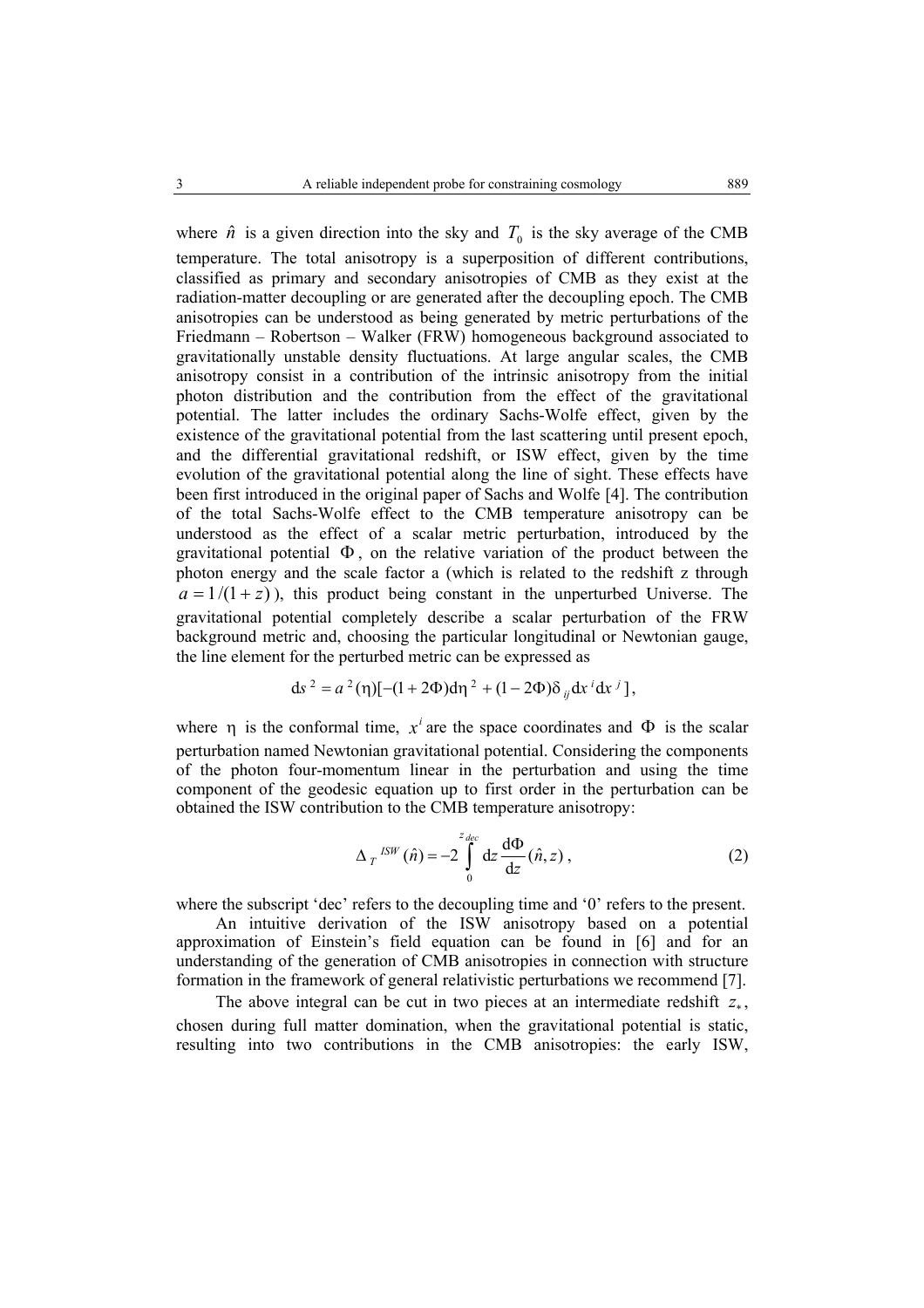where $\hat{n}$ is a given direction into the sky and $T_0$ is the sky average of the CMB temperature. The total anisotropy is a superposition of different contributions, classified as primary and secondary anisotropies of CMB as they exist at the radiation-matter decoupling or are generated after the decoupling epoch. The CMB anisotropies can be understood as being generated by metric perturbations of the Friedmann – Robertson – Walker (FRW) homogeneous background associated to gravitationally unstable density fluctuations. At large angular scales, the CMB anisotropy consist in a contribution of the intrinsic anisotropy from the initial photon distribution and the contribution from the effect of the gravitational potential. The latter includes the ordinary Sachs-Wolfe effect, given by the existence of the gravitational potential from the last scattering until present epoch, and the differential gravitational redshift, or ISW effect, given by the time evolution of the gravitational potential along the line of sight. These effects have been first introduced in the original paper of Sachs and Wolfe [4]. The contribution of the total Sachs-Wolfe effect to the CMB temperature anisotropy can be understood as the effect of a scalar metric perturbation, introduced by the gravitational potential $\Phi$, on the relative variation of the product between the photon energy and the scale factor a (which is related to the redshift z through $a = 1/(1+z)$), this product being constant in the unperturbed Universe. The gravitational potential completely describe a scalar perturbation of the FRW background metric and, choosing the particular longitudinal or Newtonian gauge, the line element for the perturbed metric can be expressed as

$$\mathrm{d}s^2 = a^2(\eta)[-(1+2\Phi)\mathrm{d}\eta^2 + (1-2\Phi)\delta_{ij}\mathrm{d}x^i\mathrm{d}x^j],$$

where $\eta$ is the conformal time, $x^i$ are the space coordinates and $\Phi$ is the scalar perturbation named Newtonian gravitational potential. Considering the components of the photon four-momentum linear in the perturbation and using the time component of the geodesic equation up to first order in the perturbation can be obtained the ISW contribution to the CMB temperature anisotropy:

$$\Delta_T^{ISW}(\hat{n}) = -2\int_0^{z_{dec}} \mathrm{d}z \frac{\mathrm{d}\Phi}{\mathrm{d}z}(\hat{n}, z), \tag{2}$$

where the subscript 'dec' refers to the decoupling time and '0' refers to the present.

An intuitive derivation of the ISW anisotropy based on a potential approximation of Einstein's field equation can be found in [6] and for an understanding of the generation of CMB anisotropies in connection with structure formation in the framework of general relativistic perturbations we recommend [7].

The above integral can be cut in two pieces at an intermediate redshift $z_*$, chosen during full matter domination, when the gravitational potential is static, resulting into two contributions in the CMB anisotropies: the early ISW,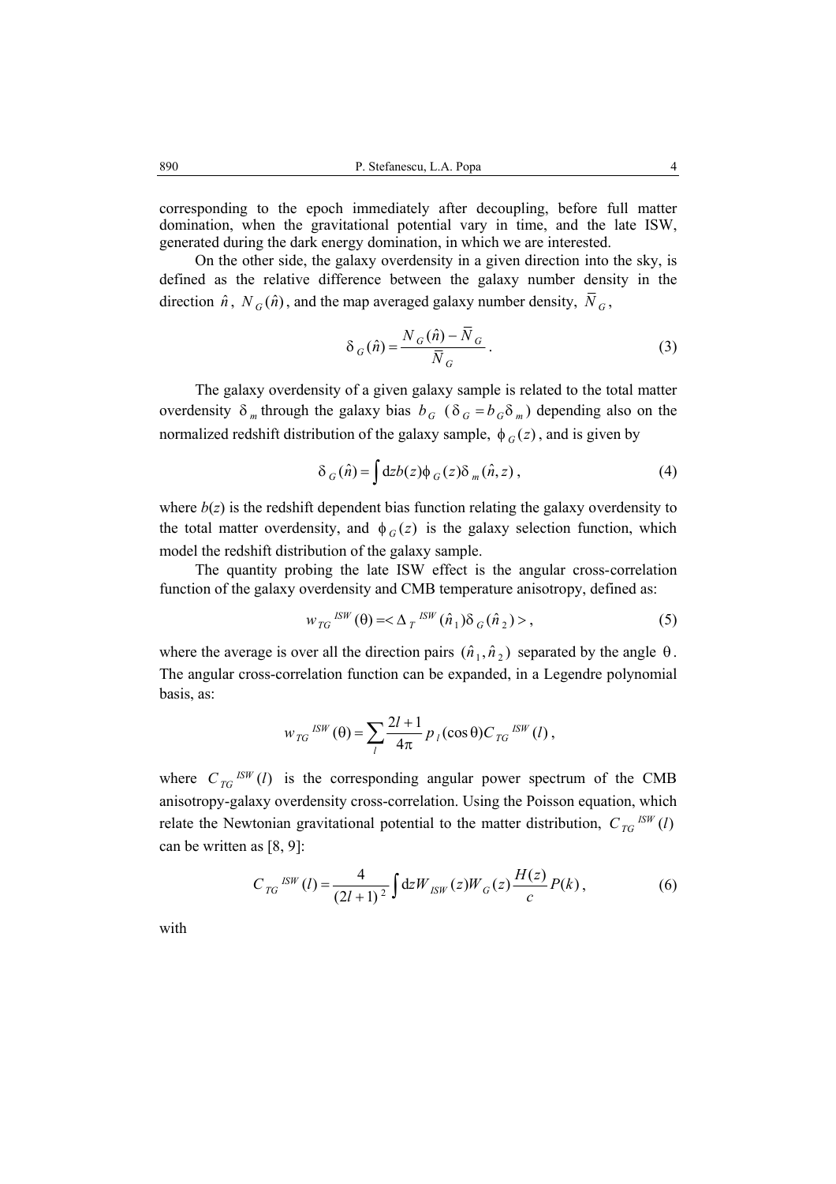corresponding to the epoch immediately after decoupling, before full matter domination, when the gravitational potential vary in time, and the late ISW, generated during the dark energy domination, in which we are interested.

On the other side, the galaxy overdensity in a given direction into the sky, is defined as the relative difference between the galaxy number density in the direction $\hat{n}$, $N_G(\hat{n})$, and the map averaged galaxy number density, $\bar{N}_G$,

$$\delta_G(\hat{n}) = \frac{N_G(\hat{n}) - \bar{N}_G}{\bar{N}_G} . \tag{3}$$

The galaxy overdensity of a given galaxy sample is related to the total matter overdensity $\delta_m$ through the galaxy bias $b_G$ ($\delta_G = b_G \delta_m$) depending also on the normalized redshift distribution of the galaxy sample, $\phi_G(z)$, and is given by

$$\delta_G(\hat{n}) = \int \mathrm{d}z b(z) \phi_G(z) \delta_m(\hat{n}, z) , \tag{4}$$

where $b(z)$ is the redshift dependent bias function relating the galaxy overdensity to the total matter overdensity, and $\phi_G(z)$ is the galaxy selection function, which model the redshift distribution of the galaxy sample.

The quantity probing the late ISW effect is the angular cross-correlation function of the galaxy overdensity and CMB temperature anisotropy, defined as:

$$w_{TG}{}^{ISW}(\theta) = < \Delta_T{}^{ISW}(\hat{n}_1) \delta_G(\hat{n}_2) > , \tag{5}$$

where the average is over all the direction pairs $(\hat{n}_1, \hat{n}_2)$ separated by the angle $\theta$. The angular cross-correlation function can be expanded, in a Legendre polynomial basis, as:

$$w_{TG}{}^{ISW}(\theta) = \sum_l \frac{2l+1}{4\pi} p_l(\cos\theta) C_{TG}{}^{ISW}(l) ,$$

where $C_{TG}{}^{ISW}(l)$ is the corresponding angular power spectrum of the CMB anisotropy-galaxy overdensity cross-correlation. Using the Poisson equation, which relate the Newtonian gravitational potential to the matter distribution, $C_{TG}{}^{ISW}(l)$ can be written as [8, 9]:

$$C_{TG}{}^{ISW}(l) = \frac{4}{(2l+1)^2} \int \mathrm{d}z W_{ISW}(z) W_G(z) \frac{H(z)}{c} P(k) , \tag{6}$$

with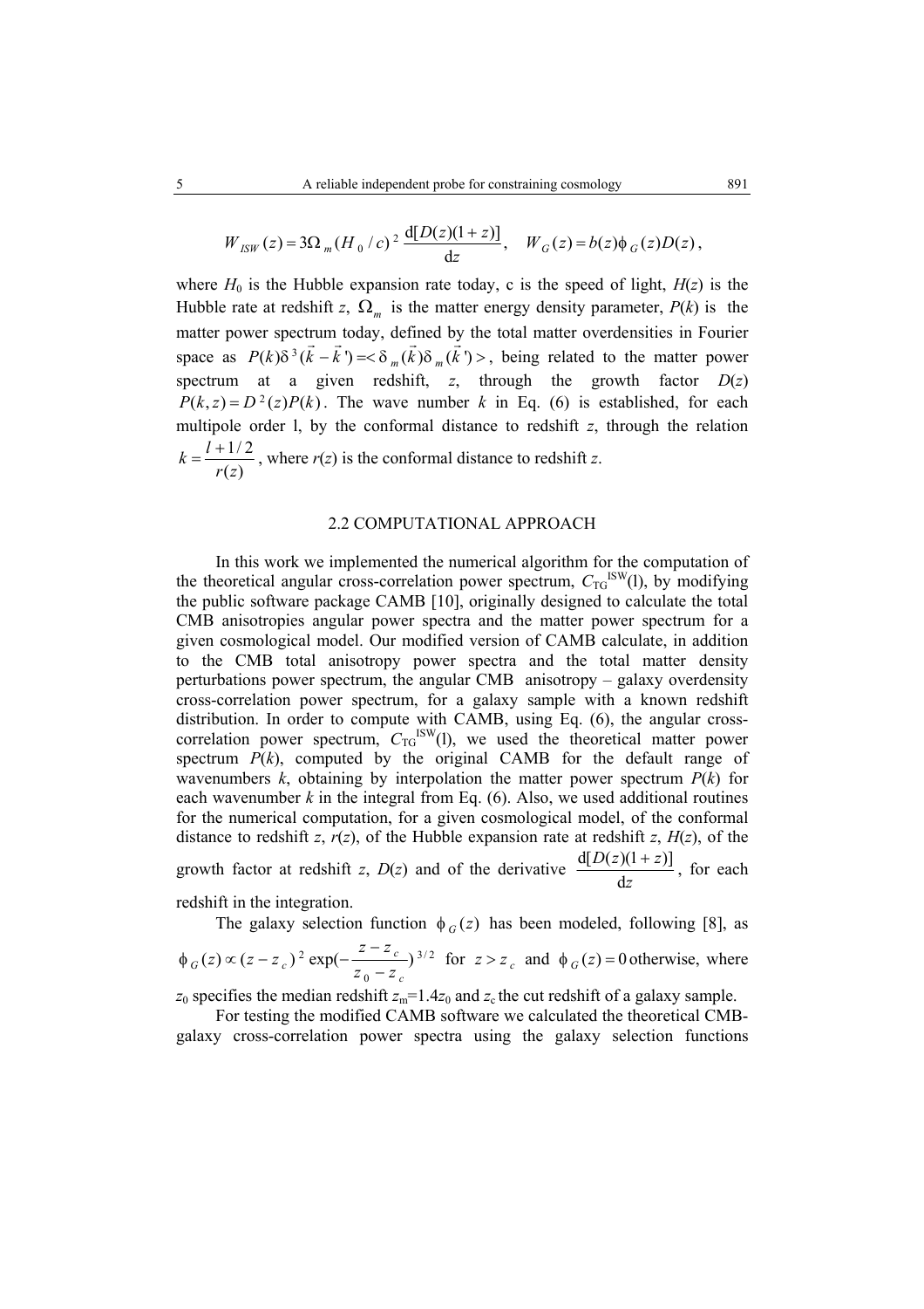$$W_{ISW}(z) = 3\Omega_m (H_0/c)^2 \frac{\mathrm{d}[D(z)(1+z)]}{\mathrm{d}z}, \quad W_G(z) = b(z)\phi_G(z)D(z),$$

where $H_0$ is the Hubble expansion rate today, c is the speed of light, $H(z)$ is the Hubble rate at redshift $z$, $\Omega_m$ is the matter energy density parameter, $P(k)$ is the matter power spectrum today, defined by the total matter overdensities in Fourier space as $P(k)\delta^3(\vec{k}-\vec{k}') = <\delta_m(\vec{k})\delta_m(\vec{k}')>$, being related to the matter power spectrum at a given redshift, $z$, through the growth factor $D(z)$ $P(k,z) = D^2(z)P(k)$. The wave number $k$ in Eq. (6) is established, for each multipole order l, by the conformal distance to redshift $z$, through the relation $k = \frac{l+1/2}{r(z)}$, where $r(z)$ is the conformal distance to redshift $z$.

## 2.2 COMPUTATIONAL APPROACH

In this work we implemented the numerical algorithm for the computation of the theoretical angular cross-correlation power spectrum, $C_{TG}^{ISW}(l)$, by modifying the public software package CAMB [10], originally designed to calculate the total CMB anisotropies angular power spectra and the matter power spectrum for a given cosmological model. Our modified version of CAMB calculate, in addition to the CMB total anisotropy power spectra and the total matter density perturbations power spectrum, the angular CMB anisotropy – galaxy overdensity cross-correlation power spectrum, for a galaxy sample with a known redshift distribution. In order to compute with CAMB, using Eq. (6), the angular cross-correlation power spectrum, $C_{TG}^{ISW}(l)$, we used the theoretical matter power spectrum $P(k)$, computed by the original CAMB for the default range of wavenumbers $k$, obtaining by interpolation the matter power spectrum $P(k)$ for each wavenumber $k$ in the integral from Eq. (6). Also, we used additional routines for the numerical computation, for a given cosmological model, of the conformal distance to redshift $z$, $r(z)$, of the Hubble expansion rate at redshift $z$, $H(z)$, of the growth factor at redshift $z$, $D(z)$ and of the derivative $\frac{\mathrm{d}[D(z)(1+z)]}{\mathrm{d}z}$, for each redshift in the integration.

The galaxy selection function $\phi_G(z)$ has been modeled, following [8], as $\phi_G(z) \propto (z-z_c)^2 \exp(-\frac{z-z_c}{z_0-z_c})^{3/2}$ for $z > z_c$ and $\phi_G(z) = 0$ otherwise, where $z_0$ specifies the median redshift $z_m$=1.4$z_0$ and $z_c$ the cut redshift of a galaxy sample.

For testing the modified CAMB software we calculated the theoretical CMB-galaxy cross-correlation power spectra using the galaxy selection functions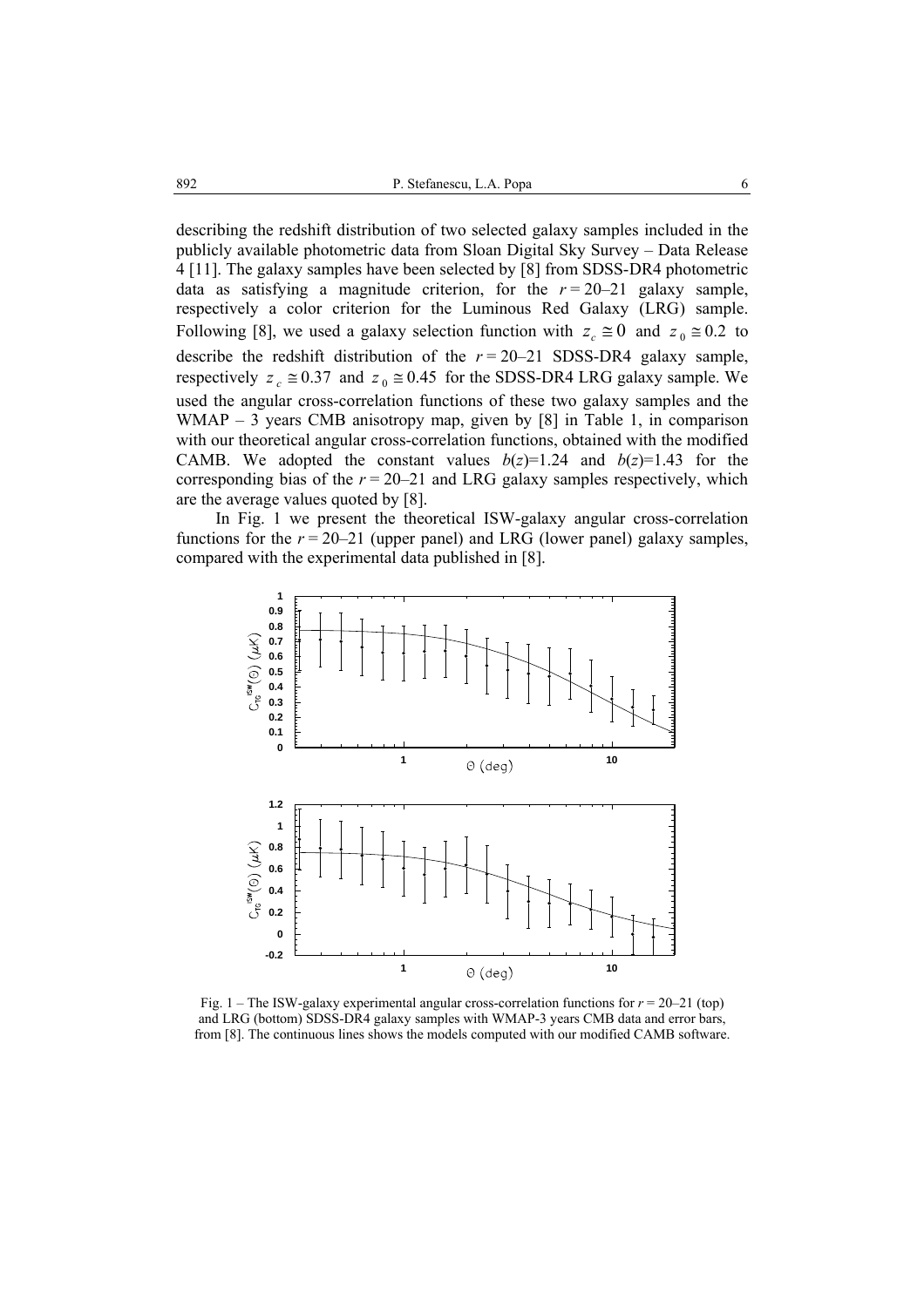describing the redshift distribution of two selected galaxy samples included in the publicly available photometric data from Sloan Digital Sky Survey – Data Release 4 [11]. The galaxy samples have been selected by [8] from SDSS-DR4 photometric data as satisfying a magnitude criterion, for the $r = 20$–$21$ galaxy sample, respectively a color criterion for the Luminous Red Galaxy (LRG) sample. Following [8], we used a galaxy selection function with $z_c \cong 0$ and $z_0 \cong 0.2$ to describe the redshift distribution of the $r = 20$–$21$ SDSS-DR4 galaxy sample, respectively $z_c \cong 0.37$ and $z_0 \cong 0.45$ for the SDSS-DR4 LRG galaxy sample. We used the angular cross-correlation functions of these two galaxy samples and the WMAP – 3 years CMB anisotropy map, given by [8] in Table 1, in comparison with our theoretical angular cross-correlation functions, obtained with the modified CAMB. We adopted the constant values $b(z)$=1.24 and $b(z)$=1.43 for the corresponding bias of the $r = 20$–$21$ and LRG galaxy samples respectively, which are the average values quoted by [8].

In Fig. 1 we present the theoretical ISW-galaxy angular cross-correlation functions for the $r = 20$–$21$ (upper panel) and LRG (lower panel) galaxy samples, compared with the experimental data published in [8].

Fig. 1 – The ISW-galaxy experimental angular cross-correlation functions for $r = 20$–$21$ (top) and LRG (bottom) SDSS-DR4 galaxy samples with WMAP-3 years CMB data and error bars, from [8]. The continuous lines shows the models computed with our modified CAMB software.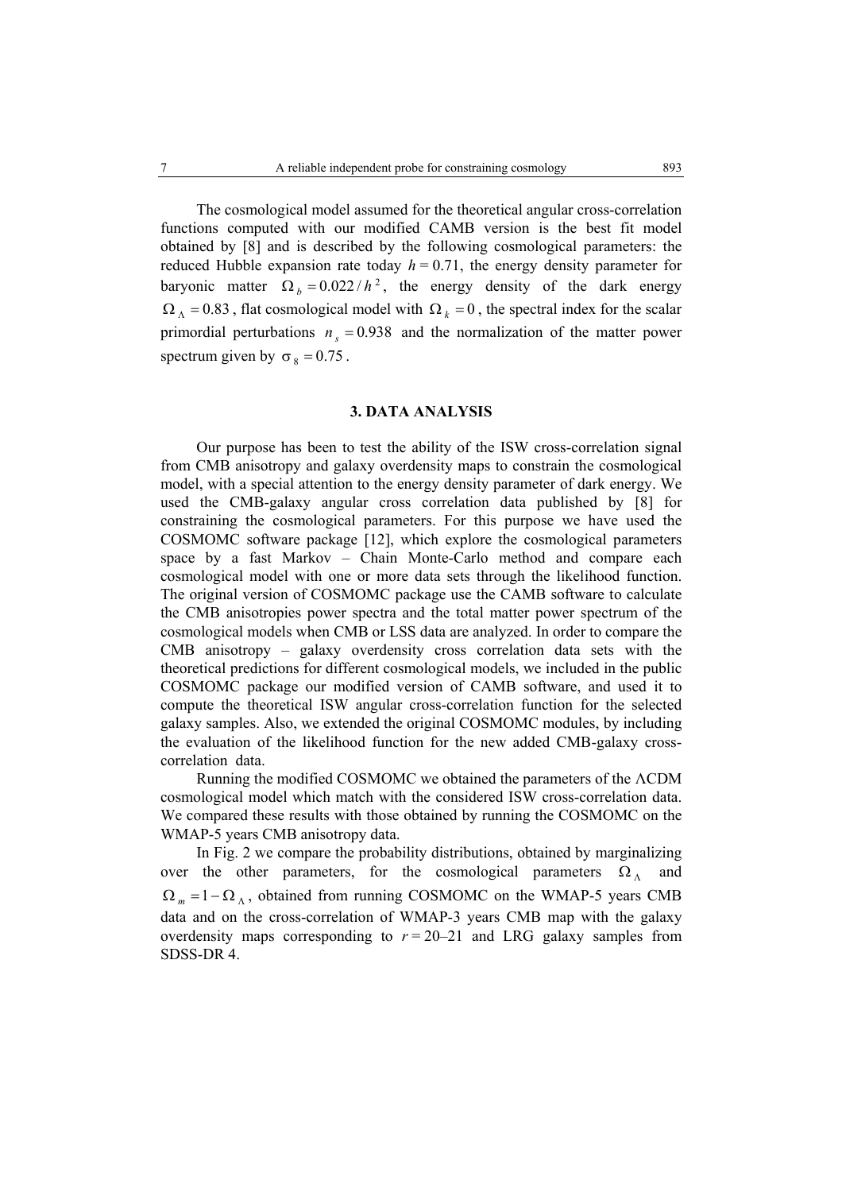The cosmological model assumed for the theoretical angular cross-correlation functions computed with our modified CAMB version is the best fit model obtained by [8] and is described by the following cosmological parameters: the reduced Hubble expansion rate today $h = 0.71$, the energy density parameter for baryonic matter $\Omega_b = 0.022/h^2$, the energy density of the dark energy $\Omega_\Lambda = 0.83$, flat cosmological model with $\Omega_k = 0$, the spectral index for the scalar primordial perturbations $n_s = 0.938$ and the normalization of the matter power spectrum given by $\sigma_8 = 0.75$.

## 3. DATA ANALYSIS

Our purpose has been to test the ability of the ISW cross-correlation signal from CMB anisotropy and galaxy overdensity maps to constrain the cosmological model, with a special attention to the energy density parameter of dark energy. We used the CMB-galaxy angular cross correlation data published by [8] for constraining the cosmological parameters. For this purpose we have used the COSMOMC software package [12], which explore the cosmological parameters space by a fast Markov – Chain Monte-Carlo method and compare each cosmological model with one or more data sets through the likelihood function. The original version of COSMOMC package use the CAMB software to calculate the CMB anisotropies power spectra and the total matter power spectrum of the cosmological models when CMB or LSS data are analyzed. In order to compare the CMB anisotropy – galaxy overdensity cross correlation data sets with the theoretical predictions for different cosmological models, we included in the public COSMOMC package our modified version of CAMB software, and used it to compute the theoretical ISW angular cross-correlation function for the selected galaxy samples. Also, we extended the original COSMOMC modules, by including the evaluation of the likelihood function for the new added CMB-galaxy cross-correlation data.

Running the modified COSMOMC we obtained the parameters of the ΛCDM cosmological model which match with the considered ISW cross-correlation data. We compared these results with those obtained by running the COSMOMC on the WMAP-5 years CMB anisotropy data.

In Fig. 2 we compare the probability distributions, obtained by marginalizing over the other parameters, for the cosmological parameters $\Omega_\Lambda$ and $\Omega_m = 1 - \Omega_\Lambda$, obtained from running COSMOMC on the WMAP-5 years CMB data and on the cross-correlation of WMAP-3 years CMB map with the galaxy overdensity maps corresponding to $r = 20$–$21$ and LRG galaxy samples from SDSS-DR 4.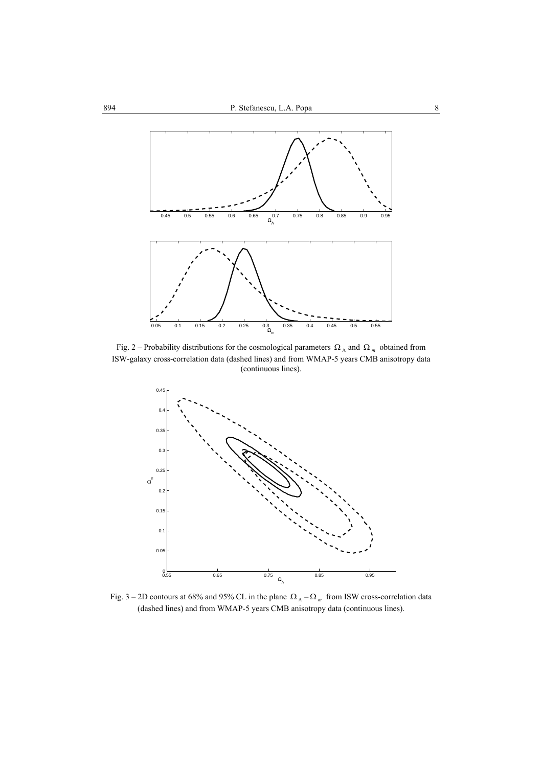Fig. 2 – Probability distributions for the cosmological parameters $\Omega_\Lambda$ and $\Omega_m$ obtained from ISW-galaxy cross-correlation data (dashed lines) and from WMAP-5 years CMB anisotropy data (continuous lines).

Fig. 3 – 2D contours at 68% and 95% CL in the plane $\Omega_\Lambda - \Omega_m$ from ISW cross-correlation data (dashed lines) and from WMAP-5 years CMB anisotropy data (continuous lines).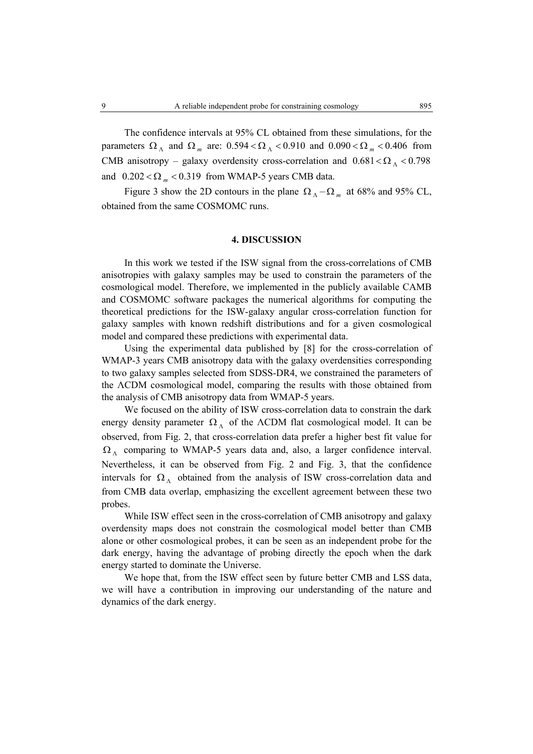The confidence intervals at 95% CL obtained from these simulations, for the parameters $\Omega_\Lambda$ and $\Omega_m$ are: $0.594 < \Omega_\Lambda < 0.910$ and $0.090 < \Omega_m < 0.406$ from CMB anisotropy – galaxy overdensity cross-correlation and $0.681 < \Omega_\Lambda < 0.798$ and $0.202 < \Omega_m < 0.319$ from WMAP-5 years CMB data.

Figure 3 show the 2D contours in the plane $\Omega_\Lambda - \Omega_m$ at 68% and 95% CL, obtained from the same COSMOMC runs.

## 4. DISCUSSION

In this work we tested if the ISW signal from the cross-correlations of CMB anisotropies with galaxy samples may be used to constrain the parameters of the cosmological model. Therefore, we implemented in the publicly available CAMB and COSMOMC software packages the numerical algorithms for computing the theoretical predictions for the ISW-galaxy angular cross-correlation function for galaxy samples with known redshift distributions and for a given cosmological model and compared these predictions with experimental data.

Using the experimental data published by [8] for the cross-correlation of WMAP-3 years CMB anisotropy data with the galaxy overdensities corresponding to two galaxy samples selected from SDSS-DR4, we constrained the parameters of the ΛCDM cosmological model, comparing the results with those obtained from the analysis of CMB anisotropy data from WMAP-5 years.

We focused on the ability of ISW cross-correlation data to constrain the dark energy density parameter $\Omega_\Lambda$ of the ΛCDM flat cosmological model. It can be observed, from Fig. 2, that cross-correlation data prefer a higher best fit value for $\Omega_\Lambda$ comparing to WMAP-5 years data and, also, a larger confidence interval. Nevertheless, it can be observed from Fig. 2 and Fig. 3, that the confidence intervals for $\Omega_\Lambda$ obtained from the analysis of ISW cross-correlation data and from CMB data overlap, emphasizing the excellent agreement between these two probes.

While ISW effect seen in the cross-correlation of CMB anisotropy and galaxy overdensity maps does not constrain the cosmological model better than CMB alone or other cosmological probes, it can be seen as an independent probe for the dark energy, having the advantage of probing directly the epoch when the dark energy started to dominate the Universe.

We hope that, from the ISW effect seen by future better CMB and LSS data, we will have a contribution in improving our understanding of the nature and dynamics of the dark energy.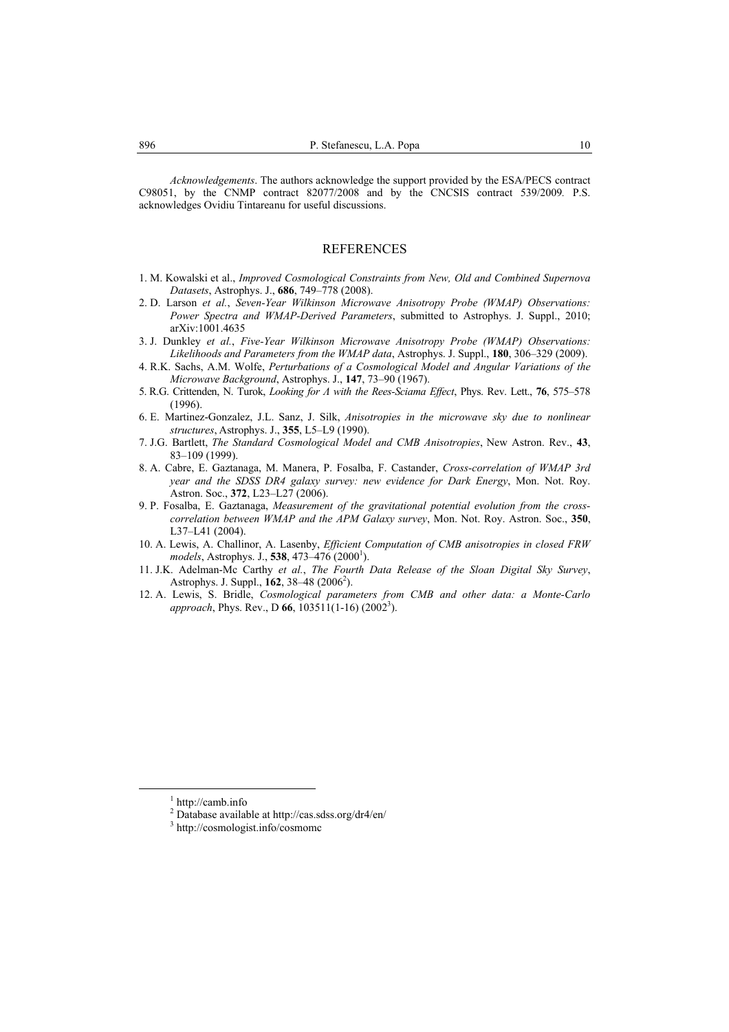*Acknowledgements*. The authors acknowledge the support provided by the ESA/PECS contract C98051, by the CNMP contract 82077/2008 and by the CNCSIS contract 539/2009*.* P.S. acknowledges Ovidiu Tintareanu for useful discussions.

## REFERENCES

1. M. Kowalski et al., *Improved Cosmological Constraints from New, Old and Combined Supernova Datasets*, Astrophys. J., **686**, 749–778 (2008).
2. D. Larson *et al.*, *Seven-Year Wilkinson Microwave Anisotropy Probe (WMAP) Observations: Power Spectra and WMAP-Derived Parameters*, submitted to Astrophys. J. Suppl., 2010; arXiv:1001.4635
3. J. Dunkley *et al.*, *Five-Year Wilkinson Microwave Anisotropy Probe (WMAP) Observations: Likelihoods and Parameters from the WMAP data*, Astrophys. J. Suppl., **180**, 306–329 (2009).
4. R.K. Sachs, A.M. Wolfe, *Perturbations of a Cosmological Model and Angular Variations of the Microwave Background*, Astrophys. J., **147**, 73–90 (1967).
5. R.G. Crittenden, N. Turok, *Looking for Λ with the Rees-Sciama Effect*, Phys. Rev. Lett., **76**, 575–578 (1996).
6. E. Martinez-Gonzalez, J.L. Sanz, J. Silk, *Anisotropies in the microwave sky due to nonlinear structures*, Astrophys. J., **355**, L5–L9 (1990).
7. J.G. Bartlett, *The Standard Cosmological Model and CMB Anisotropies*, New Astron. Rev., **43**, 83–109 (1999).
8. A. Cabre, E. Gaztanaga, M. Manera, P. Fosalba, F. Castander, *Cross-correlation of WMAP 3rd year and the SDSS DR4 galaxy survey: new evidence for Dark Energy*, Mon. Not. Roy. Astron. Soc., **372**, L23–L27 (2006).
9. P. Fosalba, E. Gaztanaga, *Measurement of the gravitational potential evolution from the cross-correlation between WMAP and the APM Galaxy survey*, Mon. Not. Roy. Astron. Soc., **350**, L37–L41 (2004).
10. A. Lewis, A. Challinor, A. Lasenby, *Efficient Computation of CMB anisotropies in closed FRW models*, Astrophys. J., **538**, 473–476 (2000[1]).
11. J.K. Adelman-Mc Carthy *et al.*, *The Fourth Data Release of the Sloan Digital Sky Survey*, Astrophys. J. Suppl., **162**, 38–48 (2006[2]).
12. A. Lewis, S. Bridle, *Cosmological parameters from CMB and other data: a Monte-Carlo approach*, Phys. Rev., D **66**, 103511(1-16) (2002[3]).

---

[1] http://camb.info

[2] Database available at http://cas.sdss.org/dr4/en/

[3] http://cosmologist.info/cosmomc